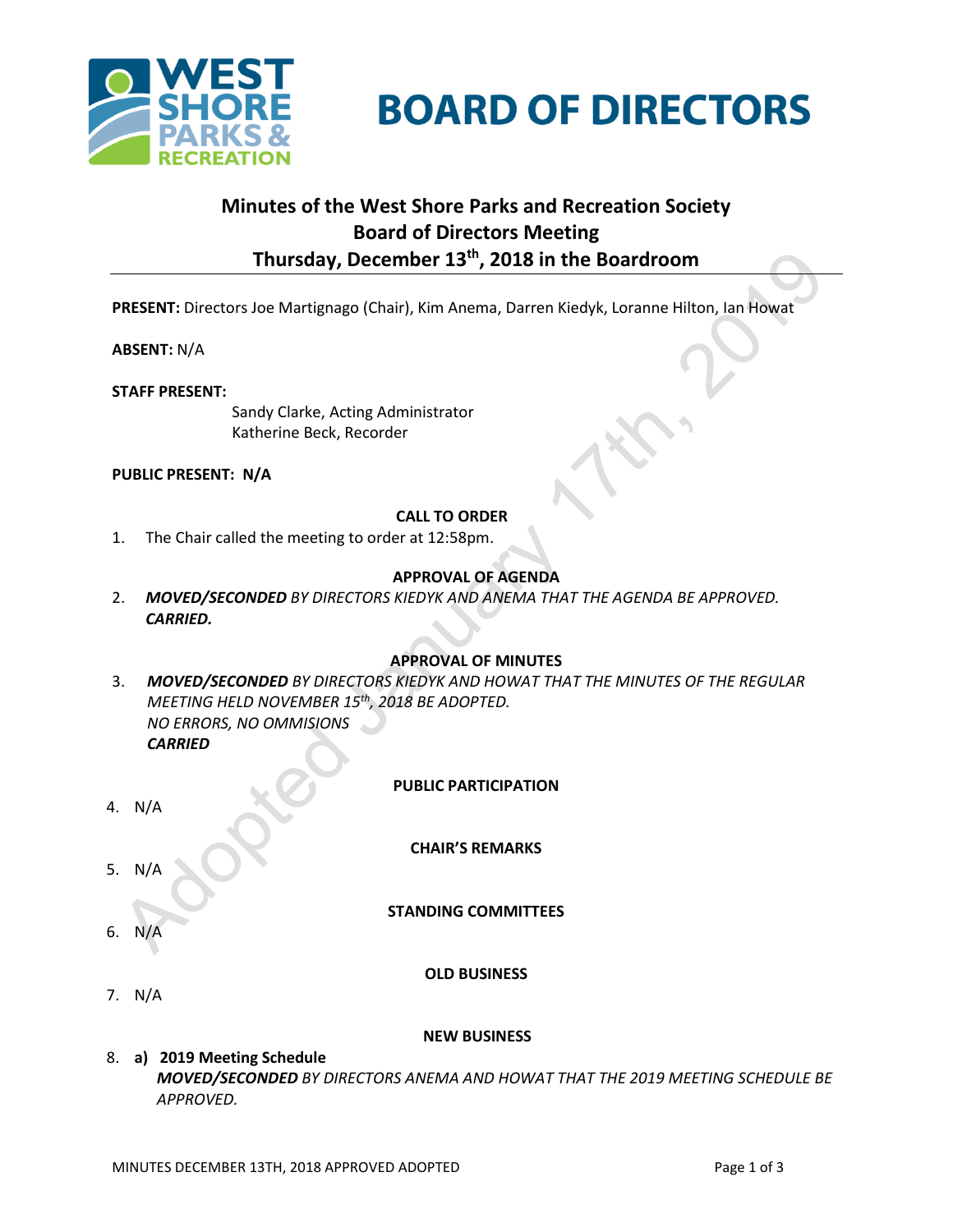# BOARD OF DIRECTORS

## Minutes of the West Shore Parks and Recreation Society Board of Directors Meeting Thursday, December 13th, 2018 in the Boardroom

**PRESENT:** Directors Joe Martignago (Chair), Kim Anema, Darren Kiedyk, Loranne Hilton, Ian Howat

**ABSENT:** N/A

**STAFF PRESENT:**

Sandy Clarke, Acting Administrator
Katherine Beck, Recorder

**PUBLIC PRESENT: N/A**

### CALL TO ORDER

1. The Chair called the meeting to order at 12:58pm.

### APPROVAL OF AGENDA

2. ***MOVED/SECONDED*** *BY DIRECTORS KIEDYK AND ANEMA THAT THE AGENDA BE APPROVED.* ***CARRIED.***

### APPROVAL OF MINUTES

3. ***MOVED/SECONDED*** *BY DIRECTORS KIEDYK AND HOWAT THAT THE MINUTES OF THE REGULAR MEETING HELD NOVEMBER 15th, 2018 BE ADOPTED.*
   *NO ERRORS, NO OMMISIONS*
   ***CARRIED***

### PUBLIC PARTICIPATION

4. N/A

### CHAIR'S REMARKS

5. N/A

### STANDING COMMITTEES

6. N/A

### OLD BUSINESS

7. N/A

### NEW BUSINESS

8. **a) 2019 Meeting Schedule**
   ***MOVED/SECONDED*** *BY DIRECTORS ANEMA AND HOWAT THAT THE 2019 MEETING SCHEDULE BE APPROVED.*

Adopted January 17th, 2019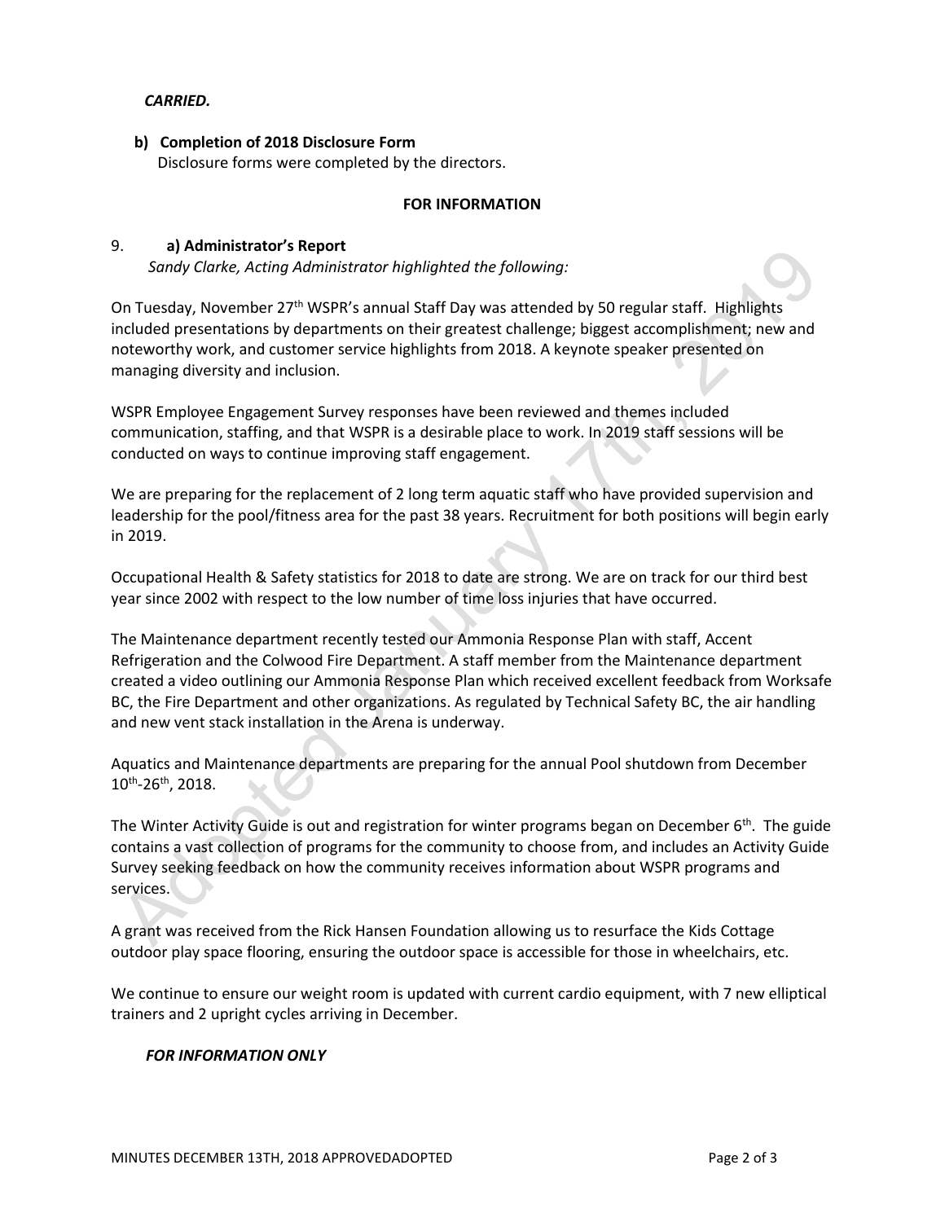*CARRIED.*

**b) Completion of 2018 Disclosure Form**
Disclosure forms were completed by the directors.

**FOR INFORMATION**

9. **a) Administrator's Report**
*Sandy Clarke, Acting Administrator highlighted the following:*

On Tuesday, November 27th WSPR's annual Staff Day was attended by 50 regular staff. Highlights included presentations by departments on their greatest challenge; biggest accomplishment; new and noteworthy work, and customer service highlights from 2018. A keynote speaker presented on managing diversity and inclusion.

WSPR Employee Engagement Survey responses have been reviewed and themes included communication, staffing, and that WSPR is a desirable place to work. In 2019 staff sessions will be conducted on ways to continue improving staff engagement.

We are preparing for the replacement of 2 long term aquatic staff who have provided supervision and leadership for the pool/fitness area for the past 38 years. Recruitment for both positions will begin early in 2019.

Occupational Health & Safety statistics for 2018 to date are strong. We are on track for our third best year since 2002 with respect to the low number of time loss injuries that have occurred.

The Maintenance department recently tested our Ammonia Response Plan with staff, Accent Refrigeration and the Colwood Fire Department. A staff member from the Maintenance department created a video outlining our Ammonia Response Plan which received excellent feedback from Worksafe BC, the Fire Department and other organizations. As regulated by Technical Safety BC, the air handling and new vent stack installation in the Arena is underway.

Aquatics and Maintenance departments are preparing for the annual Pool shutdown from December 10th-26th, 2018.

The Winter Activity Guide is out and registration for winter programs began on December 6th. The guide contains a vast collection of programs for the community to choose from, and includes an Activity Guide Survey seeking feedback on how the community receives information about WSPR programs and services.

A grant was received from the Rick Hansen Foundation allowing us to resurface the Kids Cottage outdoor play space flooring, ensuring the outdoor space is accessible for those in wheelchairs, etc.

We continue to ensure our weight room is updated with current cardio equipment, with 7 new elliptical trainers and 2 upright cycles arriving in December.

*FOR INFORMATION ONLY*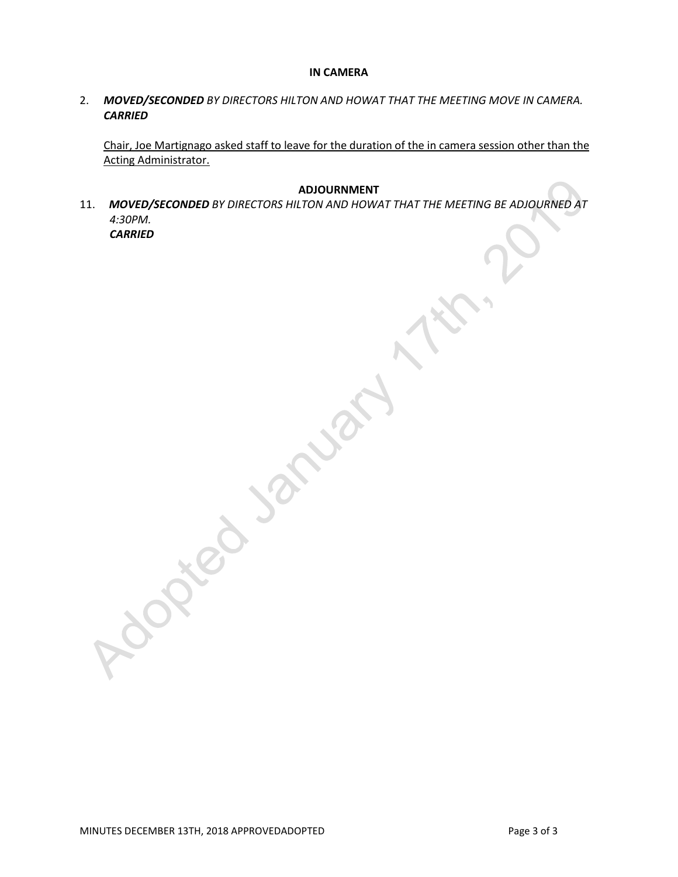**IN CAMERA**

2. ***MOVED/SECONDED*** *BY DIRECTORS HILTON AND HOWAT THAT THE MEETING MOVE IN CAMERA.*
   ***CARRIED***

   Chair, Joe Martignago asked staff to leave for the duration of the in camera session other than the Acting Administrator.

**ADJOURNMENT**

11. ***MOVED/SECONDED*** *BY DIRECTORS HILTON AND HOWAT THAT THE MEETING BE ADJOURNED AT 4:30PM.*
    ***CARRIED***

Adopted January 17th, 2019